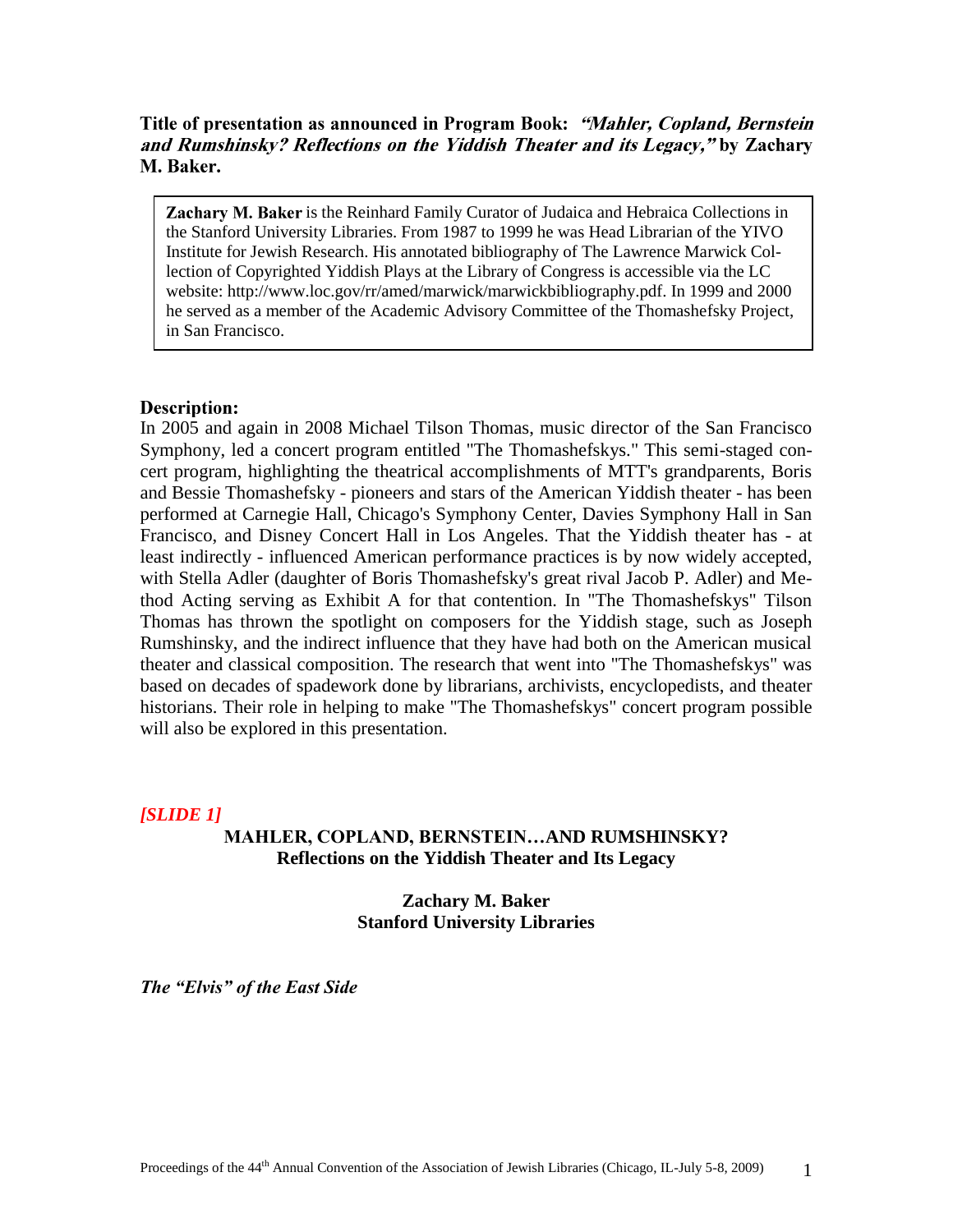**Title of presentation as announced in Program Book:** ***"Mahler, Copland, Bernstein and Rumshinsky? Reflections on the Yiddish Theater and its Legacy,"*** **by Zachary M. Baker.**

> **Zachary M. Baker** is the Reinhard Family Curator of Judaica and Hebraica Collections in the Stanford University Libraries. From 1987 to 1999 he was Head Librarian of the YIVO Institute for Jewish Research. His annotated bibliography of The Lawrence Marwick Collection of Copyrighted Yiddish Plays at the Library of Congress is accessible via the LC website: http://www.loc.gov/rr/amed/marwick/marwickbibliography.pdf. In 1999 and 2000 he served as a member of the Academic Advisory Committee of the Thomashefsky Project, in San Francisco.

**Description:**

In 2005 and again in 2008 Michael Tilson Thomas, music director of the San Francisco Symphony, led a concert program entitled "The Thomashefskys." This semi-staged concert program, highlighting the theatrical accomplishments of MTT's grandparents, Boris and Bessie Thomashefsky - pioneers and stars of the American Yiddish theater - has been performed at Carnegie Hall, Chicago's Symphony Center, Davies Symphony Hall in San Francisco, and Disney Concert Hall in Los Angeles. That the Yiddish theater has - at least indirectly - influenced American performance practices is by now widely accepted, with Stella Adler (daughter of Boris Thomashefsky's great rival Jacob P. Adler) and Method Acting serving as Exhibit A for that contention. In "The Thomashefskys" Tilson Thomas has thrown the spotlight on composers for the Yiddish stage, such as Joseph Rumshinsky, and the indirect influence that they have had both on the American musical theater and classical composition. The research that went into "The Thomashefskys" was based on decades of spadework done by librarians, archivists, encyclopedists, and theater historians. Their role in helping to make "The Thomashefskys" concert program possible will also be explored in this presentation.

***[SLIDE 1]***

**MAHLER, COPLAND, BERNSTEIN…AND RUMSHINSKY?**
**Reflections on the Yiddish Theater and Its Legacy**

**Zachary M. Baker**
**Stanford University Libraries**

***The "Elvis" of the East Side***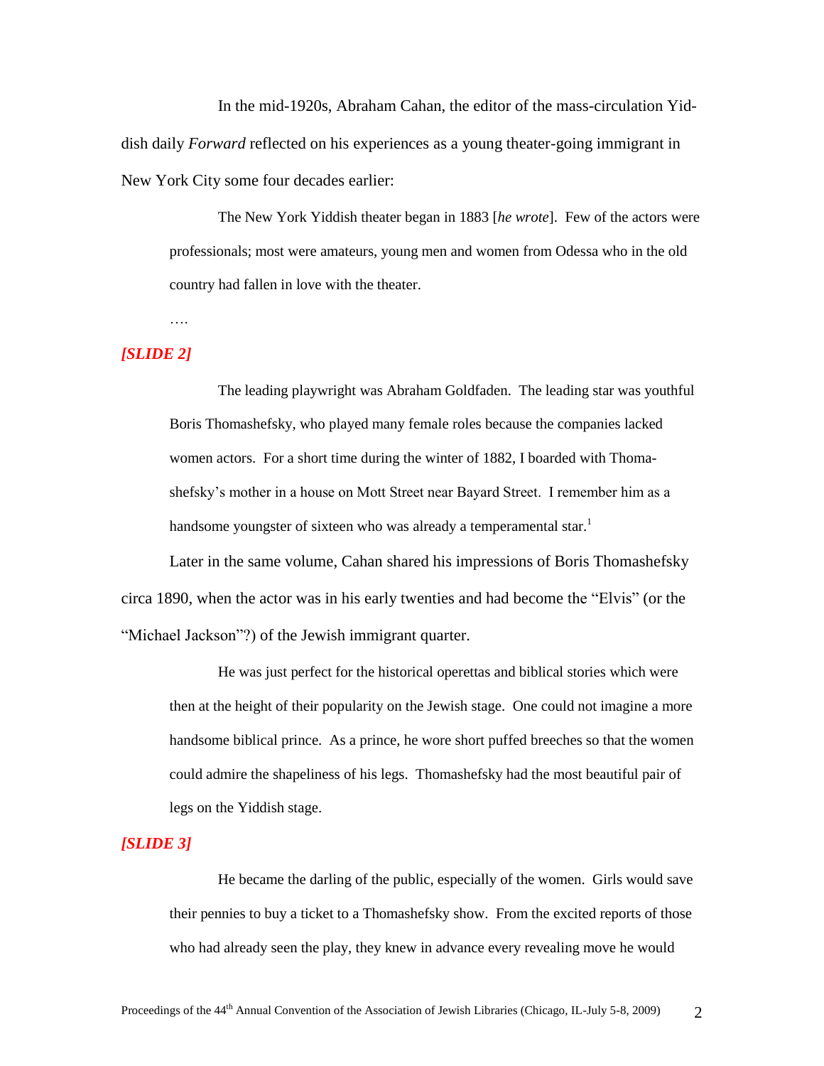In the mid-1920s, Abraham Cahan, the editor of the mass-circulation Yiddish daily *Forward* reflected on his experiences as a young theater-going immigrant in New York City some four decades earlier:

> The New York Yiddish theater began in 1883 [*he wrote*]. Few of the actors were professionals; most were amateurs, young men and women from Odessa who in the old country had fallen in love with the theater.
>
> ….

***[SLIDE 2]***

> The leading playwright was Abraham Goldfaden. The leading star was youthful Boris Thomashefsky, who played many female roles because the companies lacked women actors. For a short time during the winter of 1882, I boarded with Thomashefsky's mother in a house on Mott Street near Bayard Street. I remember him as a handsome youngster of sixteen who was already a temperamental star.[1]

Later in the same volume, Cahan shared his impressions of Boris Thomashefsky circa 1890, when the actor was in his early twenties and had become the "Elvis" (or the "Michael Jackson"?) of the Jewish immigrant quarter.

> He was just perfect for the historical operettas and biblical stories which were then at the height of their popularity on the Jewish stage. One could not imagine a more handsome biblical prince. As a prince, he wore short puffed breeches so that the women could admire the shapeliness of his legs. Thomashefsky had the most beautiful pair of legs on the Yiddish stage.

***[SLIDE 3]***

> He became the darling of the public, especially of the women. Girls would save their pennies to buy a ticket to a Thomashefsky show. From the excited reports of those who had already seen the play, they knew in advance every revealing move he would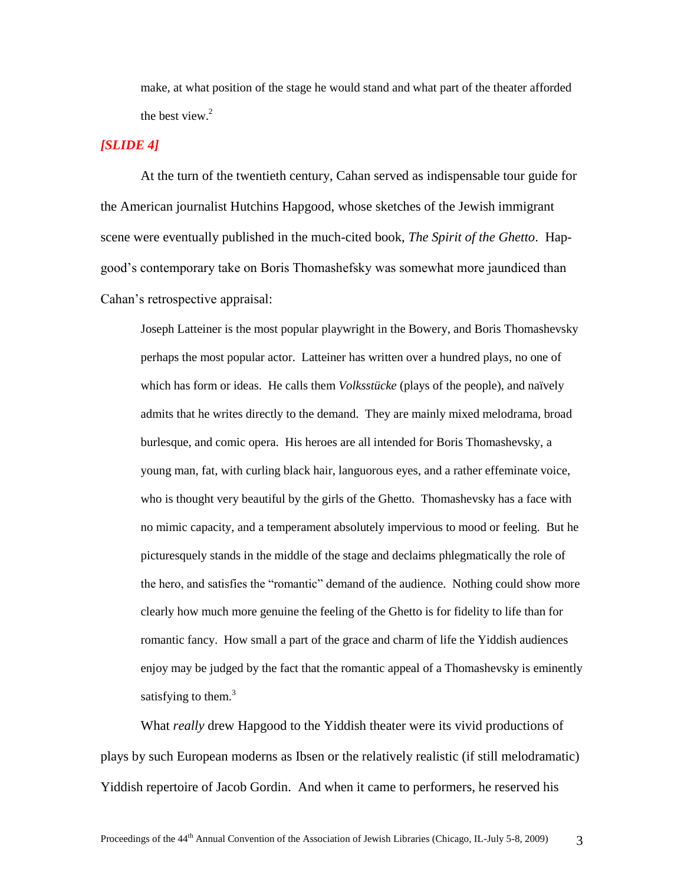make, at what position of the stage he would stand and what part of the theater afforded the best view.[2]

***[SLIDE 4]***

At the turn of the twentieth century, Cahan served as indispensable tour guide for the American journalist Hutchins Hapgood, whose sketches of the Jewish immigrant scene were eventually published in the much-cited book, *The Spirit of the Ghetto*. Hapgood's contemporary take on Boris Thomashefsky was somewhat more jaundiced than Cahan's retrospective appraisal:

> Joseph Latteiner is the most popular playwright in the Bowery, and Boris Thomashevsky perhaps the most popular actor. Latteiner has written over a hundred plays, no one of which has form or ideas. He calls them *Volksstücke* (plays of the people), and naïvely admits that he writes directly to the demand. They are mainly mixed melodrama, broad burlesque, and comic opera. His heroes are all intended for Boris Thomashevsky, a young man, fat, with curling black hair, languorous eyes, and a rather effeminate voice, who is thought very beautiful by the girls of the Ghetto. Thomashevsky has a face with no mimic capacity, and a temperament absolutely impervious to mood or feeling. But he picturesquely stands in the middle of the stage and declaims phlegmatically the role of the hero, and satisfies the "romantic" demand of the audience. Nothing could show more clearly how much more genuine the feeling of the Ghetto is for fidelity to life than for romantic fancy. How small a part of the grace and charm of life the Yiddish audiences enjoy may be judged by the fact that the romantic appeal of a Thomashevsky is eminently satisfying to them.[3]

What *really* drew Hapgood to the Yiddish theater were its vivid productions of plays by such European moderns as Ibsen or the relatively realistic (if still melodramatic) Yiddish repertoire of Jacob Gordin. And when it came to performers, he reserved his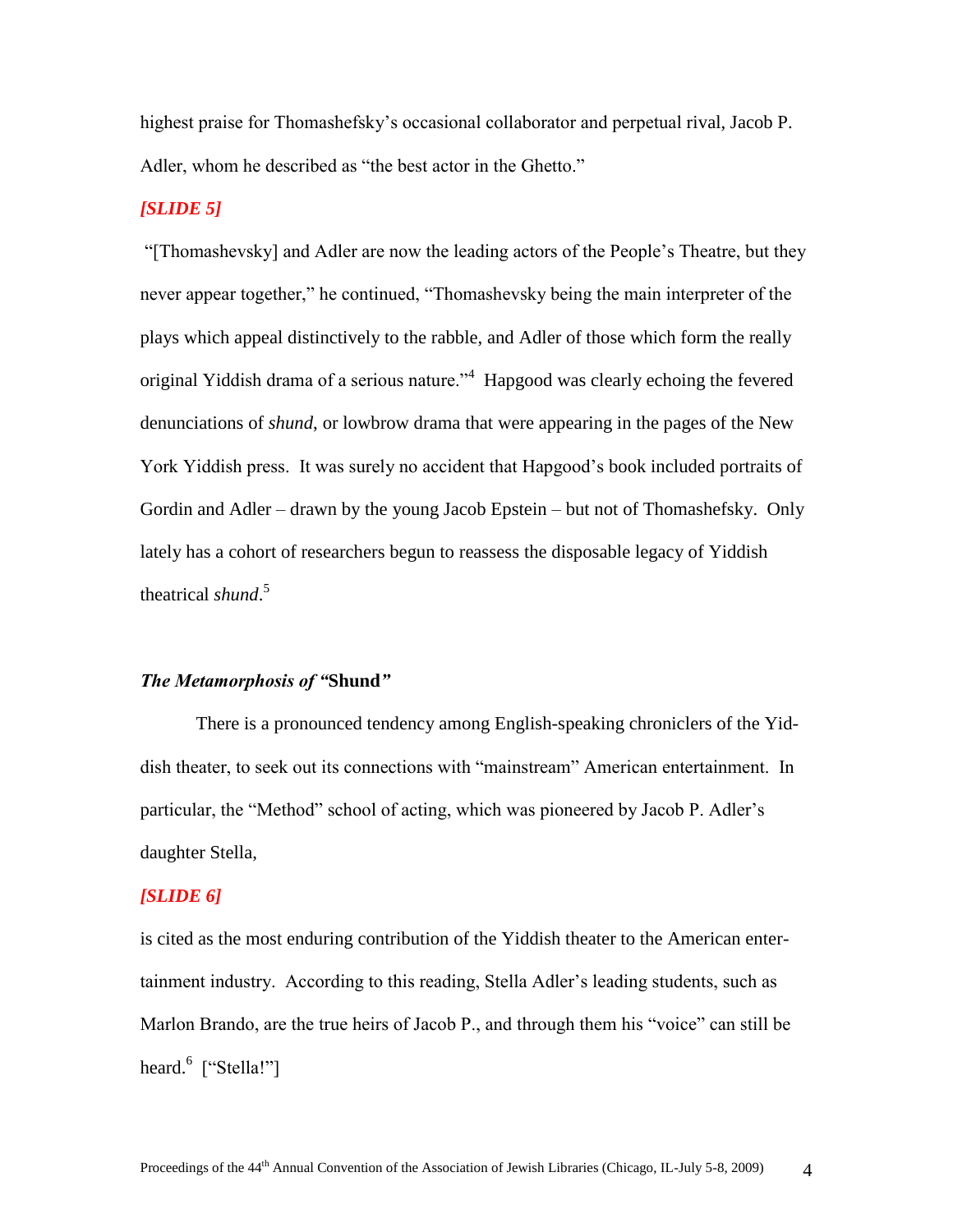highest praise for Thomashefsky's occasional collaborator and perpetual rival, Jacob P. Adler, whom he described as "the best actor in the Ghetto."

***[SLIDE 5]***

"[Thomashevsky] and Adler are now the leading actors of the People's Theatre, but they never appear together," he continued, "Thomashevsky being the main interpreter of the plays which appeal distinctively to the rabble, and Adler of those which form the really original Yiddish drama of a serious nature."[4] Hapgood was clearly echoing the fevered denunciations of *shund*, or lowbrow drama that were appearing in the pages of the New York Yiddish press. It was surely no accident that Hapgood's book included portraits of Gordin and Adler – drawn by the young Jacob Epstein – but not of Thomashefsky. Only lately has a cohort of researchers begun to reassess the disposable legacy of Yiddish theatrical *shund*.[5]

### *The Metamorphosis of "***Shund***"*

There is a pronounced tendency among English-speaking chroniclers of the Yiddish theater, to seek out its connections with "mainstream" American entertainment. In particular, the "Method" school of acting, which was pioneered by Jacob P. Adler's daughter Stella,

***[SLIDE 6]***

is cited as the most enduring contribution of the Yiddish theater to the American entertainment industry. According to this reading, Stella Adler's leading students, such as Marlon Brando, are the true heirs of Jacob P., and through them his "voice" can still be heard.[6] ["Stella!"]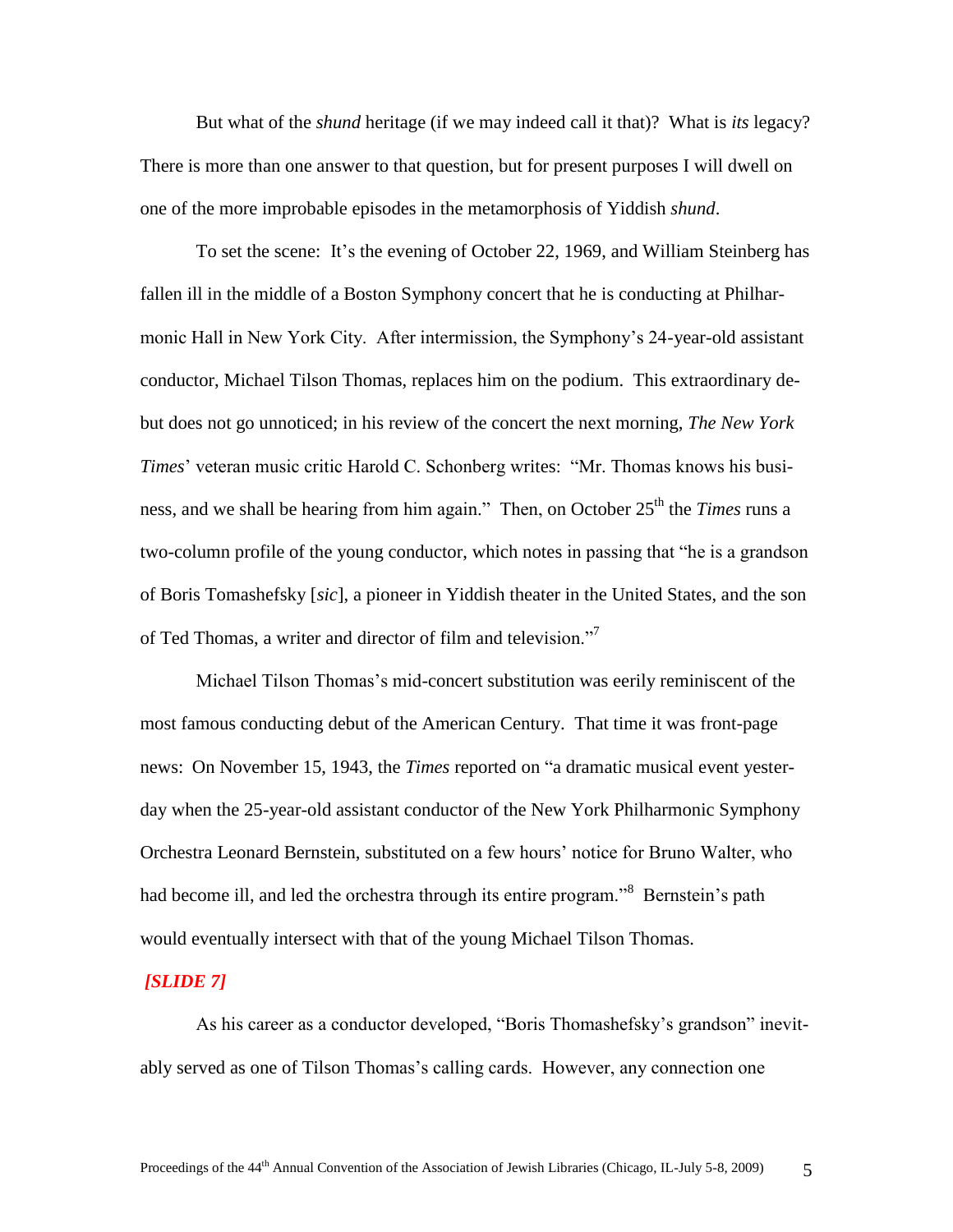But what of the *shund* heritage (if we may indeed call it that)? What is *its* legacy? There is more than one answer to that question, but for present purposes I will dwell on one of the more improbable episodes in the metamorphosis of Yiddish *shund*.

To set the scene: It's the evening of October 22, 1969, and William Steinberg has fallen ill in the middle of a Boston Symphony concert that he is conducting at Philharmonic Hall in New York City. After intermission, the Symphony's 24-year-old assistant conductor, Michael Tilson Thomas, replaces him on the podium. This extraordinary debut does not go unnoticed; in his review of the concert the next morning, *The New York Times*' veteran music critic Harold C. Schonberg writes: "Mr. Thomas knows his business, and we shall be hearing from him again." Then, on October 25th the *Times* runs a two-column profile of the young conductor, which notes in passing that "he is a grandson of Boris Tomashefsky [*sic*], a pioneer in Yiddish theater in the United States, and the son of Ted Thomas, a writer and director of film and television."[7]

Michael Tilson Thomas's mid-concert substitution was eerily reminiscent of the most famous conducting debut of the American Century. That time it was front-page news: On November 15, 1943, the *Times* reported on "a dramatic musical event yesterday when the 25-year-old assistant conductor of the New York Philharmonic Symphony Orchestra Leonard Bernstein, substituted on a few hours' notice for Bruno Walter, who had become ill, and led the orchestra through its entire program."[8] Bernstein's path would eventually intersect with that of the young Michael Tilson Thomas.

***[SLIDE 7]***

As his career as a conductor developed, "Boris Thomashefsky's grandson" inevitably served as one of Tilson Thomas's calling cards. However, any connection one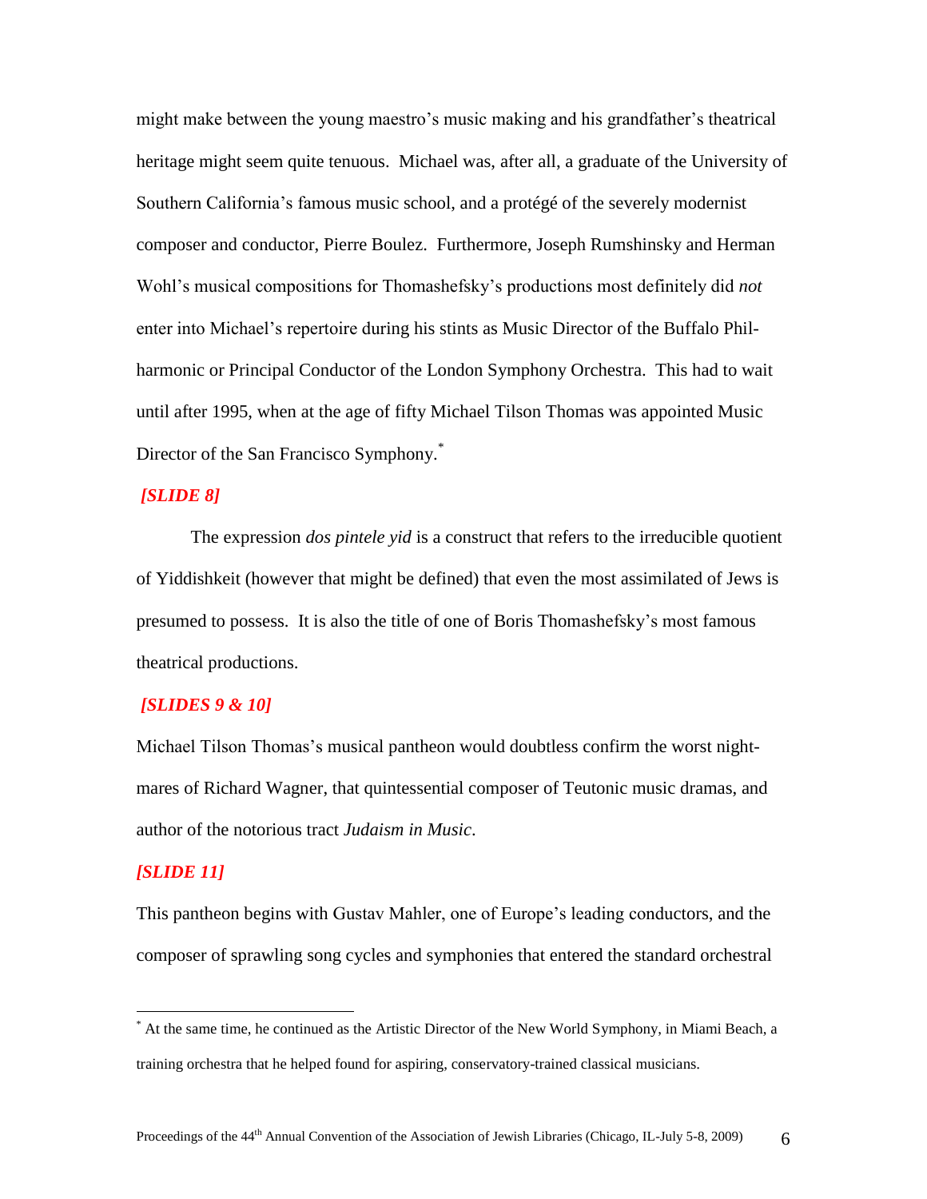might make between the young maestro's music making and his grandfather's theatrical heritage might seem quite tenuous. Michael was, after all, a graduate of the University of Southern California's famous music school, and a protégé of the severely modernist composer and conductor, Pierre Boulez. Furthermore, Joseph Rumshinsky and Herman Wohl's musical compositions for Thomashefsky's productions most definitely did *not* enter into Michael's repertoire during his stints as Music Director of the Buffalo Philharmonic or Principal Conductor of the London Symphony Orchestra. This had to wait until after 1995, when at the age of fifty Michael Tilson Thomas was appointed Music Director of the San Francisco Symphony.*

***[SLIDE 8]***

The expression *dos pintele yid* is a construct that refers to the irreducible quotient of Yiddishkeit (however that might be defined) that even the most assimilated of Jews is presumed to possess. It is also the title of one of Boris Thomashefsky's most famous theatrical productions.

***[SLIDES 9 & 10]***

Michael Tilson Thomas's musical pantheon would doubtless confirm the worst nightmares of Richard Wagner, that quintessential composer of Teutonic music dramas, and author of the notorious tract *Judaism in Music*.

***[SLIDE 11]***

This pantheon begins with Gustav Mahler, one of Europe's leading conductors, and the composer of sprawling song cycles and symphonies that entered the standard orchestral

---

* At the same time, he continued as the Artistic Director of the New World Symphony, in Miami Beach, a training orchestra that he helped found for aspiring, conservatory-trained classical musicians.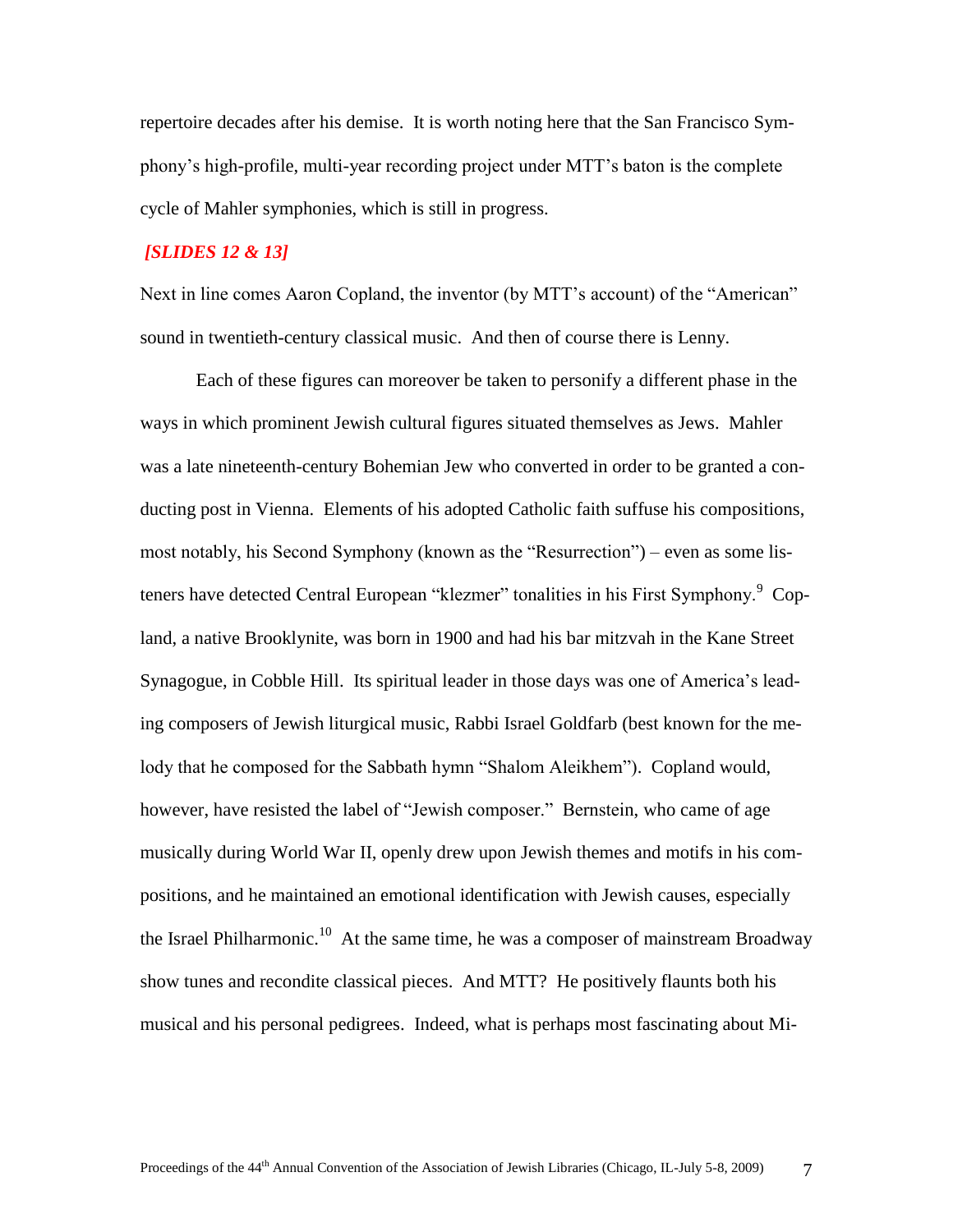repertoire decades after his demise. It is worth noting here that the San Francisco Symphony's high-profile, multi-year recording project under MTT's baton is the complete cycle of Mahler symphonies, which is still in progress.

***[SLIDES 12 & 13]***

Next in line comes Aaron Copland, the inventor (by MTT's account) of the "American" sound in twentieth-century classical music. And then of course there is Lenny.

Each of these figures can moreover be taken to personify a different phase in the ways in which prominent Jewish cultural figures situated themselves as Jews. Mahler was a late nineteenth-century Bohemian Jew who converted in order to be granted a conducting post in Vienna. Elements of his adopted Catholic faith suffuse his compositions, most notably, his Second Symphony (known as the "Resurrection") – even as some listeners have detected Central European "klezmer" tonalities in his First Symphony.[9] Copland, a native Brooklynite, was born in 1900 and had his bar mitzvah in the Kane Street Synagogue, in Cobble Hill. Its spiritual leader in those days was one of America's leading composers of Jewish liturgical music, Rabbi Israel Goldfarb (best known for the melody that he composed for the Sabbath hymn "Shalom Aleikhem"). Copland would, however, have resisted the label of "Jewish composer." Bernstein, who came of age musically during World War II, openly drew upon Jewish themes and motifs in his compositions, and he maintained an emotional identification with Jewish causes, especially the Israel Philharmonic.[10] At the same time, he was a composer of mainstream Broadway show tunes and recondite classical pieces. And MTT? He positively flaunts both his musical and his personal pedigrees. Indeed, what is perhaps most fascinating about Mi-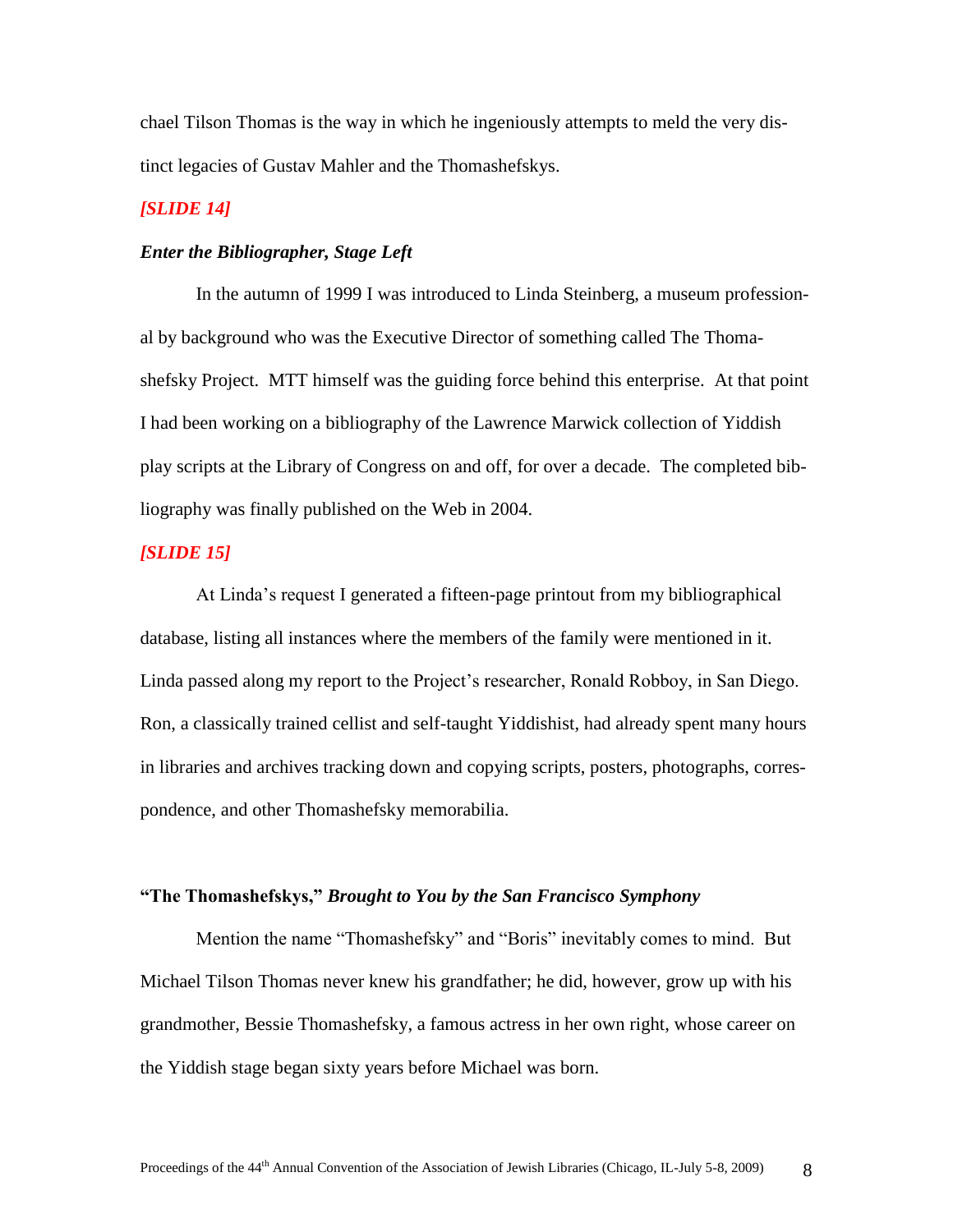chael Tilson Thomas is the way in which he ingeniously attempts to meld the very distinct legacies of Gustav Mahler and the Thomashefskys.

***[SLIDE 14]***

### *Enter the Bibliographer, Stage Left*

In the autumn of 1999 I was introduced to Linda Steinberg, a museum professional by background who was the Executive Director of something called The Thomashefsky Project. MTT himself was the guiding force behind this enterprise. At that point I had been working on a bibliography of the Lawrence Marwick collection of Yiddish play scripts at the Library of Congress on and off, for over a decade. The completed bibliography was finally published on the Web in 2004.

***[SLIDE 15]***

At Linda's request I generated a fifteen-page printout from my bibliographical database, listing all instances where the members of the family were mentioned in it. Linda passed along my report to the Project's researcher, Ronald Robboy, in San Diego. Ron, a classically trained cellist and self-taught Yiddishist, had already spent many hours in libraries and archives tracking down and copying scripts, posters, photographs, correspondence, and other Thomashefsky memorabilia.

### **"The Thomashefskys,"** ***Brought to You by the San Francisco Symphony***

Mention the name "Thomashefsky" and "Boris" inevitably comes to mind. But Michael Tilson Thomas never knew his grandfather; he did, however, grow up with his grandmother, Bessie Thomashefsky, a famous actress in her own right, whose career on the Yiddish stage began sixty years before Michael was born.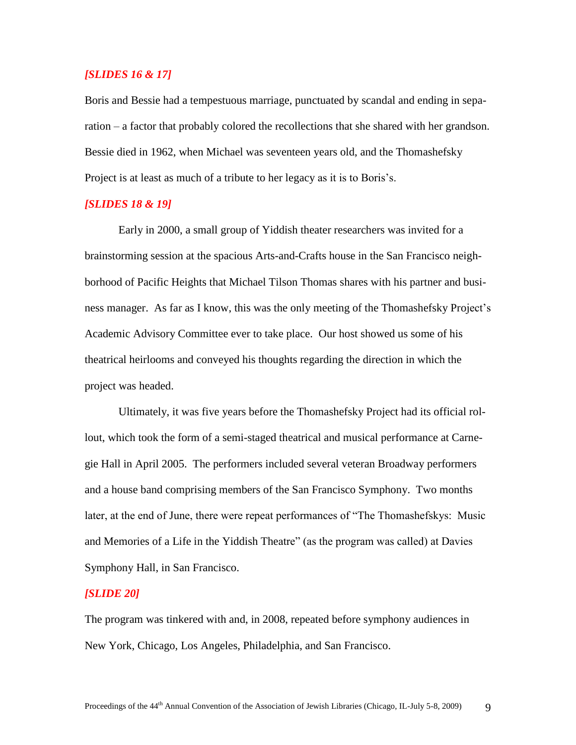*[SLIDES 16 & 17]*

Boris and Bessie had a tempestuous marriage, punctuated by scandal and ending in separation – a factor that probably colored the recollections that she shared with her grandson. Bessie died in 1962, when Michael was seventeen years old, and the Thomashefsky Project is at least as much of a tribute to her legacy as it is to Boris's.

*[SLIDES 18 & 19]*

Early in 2000, a small group of Yiddish theater researchers was invited for a brainstorming session at the spacious Arts-and-Crafts house in the San Francisco neighborhood of Pacific Heights that Michael Tilson Thomas shares with his partner and business manager. As far as I know, this was the only meeting of the Thomashefsky Project's Academic Advisory Committee ever to take place. Our host showed us some of his theatrical heirlooms and conveyed his thoughts regarding the direction in which the project was headed.

Ultimately, it was five years before the Thomashefsky Project had its official rollout, which took the form of a semi-staged theatrical and musical performance at Carnegie Hall in April 2005. The performers included several veteran Broadway performers and a house band comprising members of the San Francisco Symphony. Two months later, at the end of June, there were repeat performances of "The Thomashefskys: Music and Memories of a Life in the Yiddish Theatre" (as the program was called) at Davies Symphony Hall, in San Francisco.

*[SLIDE 20]*

The program was tinkered with and, in 2008, repeated before symphony audiences in New York, Chicago, Los Angeles, Philadelphia, and San Francisco.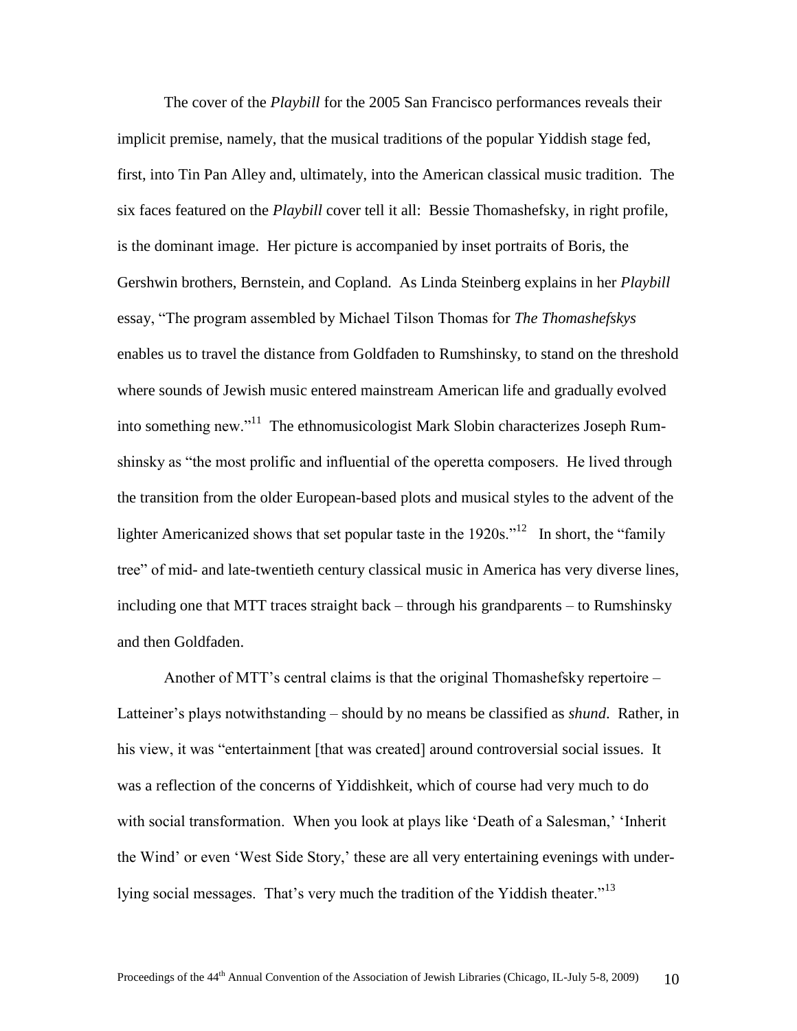The cover of the *Playbill* for the 2005 San Francisco performances reveals their implicit premise, namely, that the musical traditions of the popular Yiddish stage fed, first, into Tin Pan Alley and, ultimately, into the American classical music tradition. The six faces featured on the *Playbill* cover tell it all: Bessie Thomashefsky, in right profile, is the dominant image. Her picture is accompanied by inset portraits of Boris, the Gershwin brothers, Bernstein, and Copland. As Linda Steinberg explains in her *Playbill* essay, "The program assembled by Michael Tilson Thomas for *The Thomashefskys* enables us to travel the distance from Goldfaden to Rumshinsky, to stand on the threshold where sounds of Jewish music entered mainstream American life and gradually evolved into something new."[11] The ethnomusicologist Mark Slobin characterizes Joseph Rumshinsky as "the most prolific and influential of the operetta composers. He lived through the transition from the older European-based plots and musical styles to the advent of the lighter Americanized shows that set popular taste in the 1920s."[12] In short, the "family tree" of mid- and late-twentieth century classical music in America has very diverse lines, including one that MTT traces straight back – through his grandparents – to Rumshinsky and then Goldfaden.

Another of MTT's central claims is that the original Thomashefsky repertoire – Latteiner's plays notwithstanding – should by no means be classified as *shund*. Rather, in his view, it was "entertainment [that was created] around controversial social issues. It was a reflection of the concerns of Yiddishkeit, which of course had very much to do with social transformation. When you look at plays like 'Death of a Salesman,' 'Inherit the Wind' or even 'West Side Story,' these are all very entertaining evenings with underlying social messages. That's very much the tradition of the Yiddish theater."[13]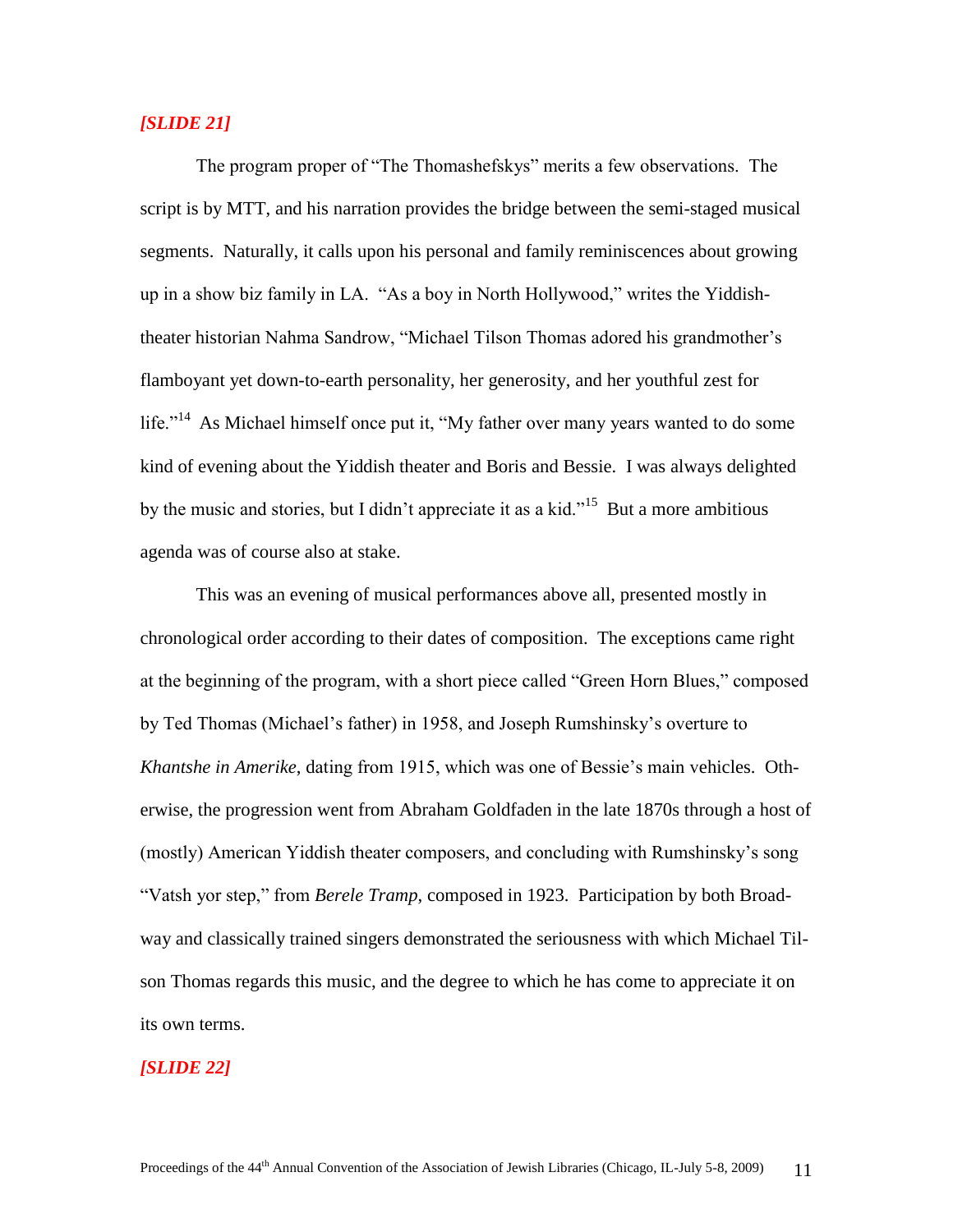***[SLIDE 21]***

The program proper of "The Thomashefskys" merits a few observations. The script is by MTT, and his narration provides the bridge between the semi-staged musical segments. Naturally, it calls upon his personal and family reminiscences about growing up in a show biz family in LA. "As a boy in North Hollywood," writes the Yiddish-theater historian Nahma Sandrow, "Michael Tilson Thomas adored his grandmother's flamboyant yet down-to-earth personality, her generosity, and her youthful zest for life."[14] As Michael himself once put it, "My father over many years wanted to do some kind of evening about the Yiddish theater and Boris and Bessie. I was always delighted by the music and stories, but I didn't appreciate it as a kid."[15] But a more ambitious agenda was of course also at stake.

This was an evening of musical performances above all, presented mostly in chronological order according to their dates of composition. The exceptions came right at the beginning of the program, with a short piece called "Green Horn Blues," composed by Ted Thomas (Michael's father) in 1958, and Joseph Rumshinsky's overture to *Khantshe in Amerike*, dating from 1915, which was one of Bessie's main vehicles. Otherwise, the progression went from Abraham Goldfaden in the late 1870s through a host of (mostly) American Yiddish theater composers, and concluding with Rumshinsky's song "Vatsh yor step," from *Berele Tramp*, composed in 1923. Participation by both Broadway and classically trained singers demonstrated the seriousness with which Michael Tilson Thomas regards this music, and the degree to which he has come to appreciate it on its own terms.

***[SLIDE 22]***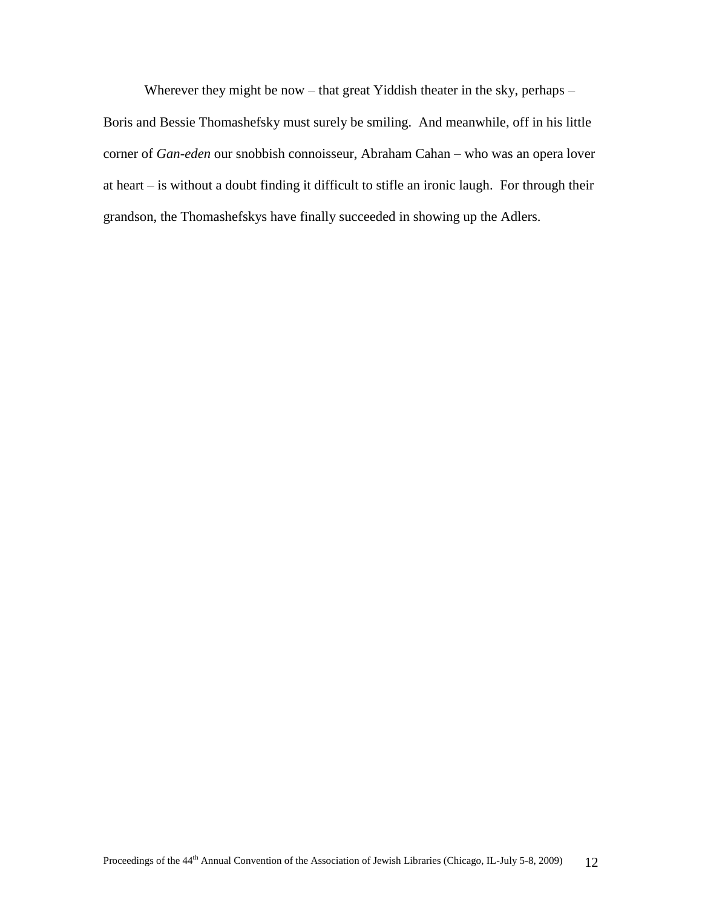Wherever they might be now – that great Yiddish theater in the sky, perhaps – Boris and Bessie Thomashefsky must surely be smiling. And meanwhile, off in his little corner of *Gan-eden* our snobbish connoisseur, Abraham Cahan – who was an opera lover at heart – is without a doubt finding it difficult to stifle an ironic laugh. For through their grandson, the Thomashefskys have finally succeeded in showing up the Adlers.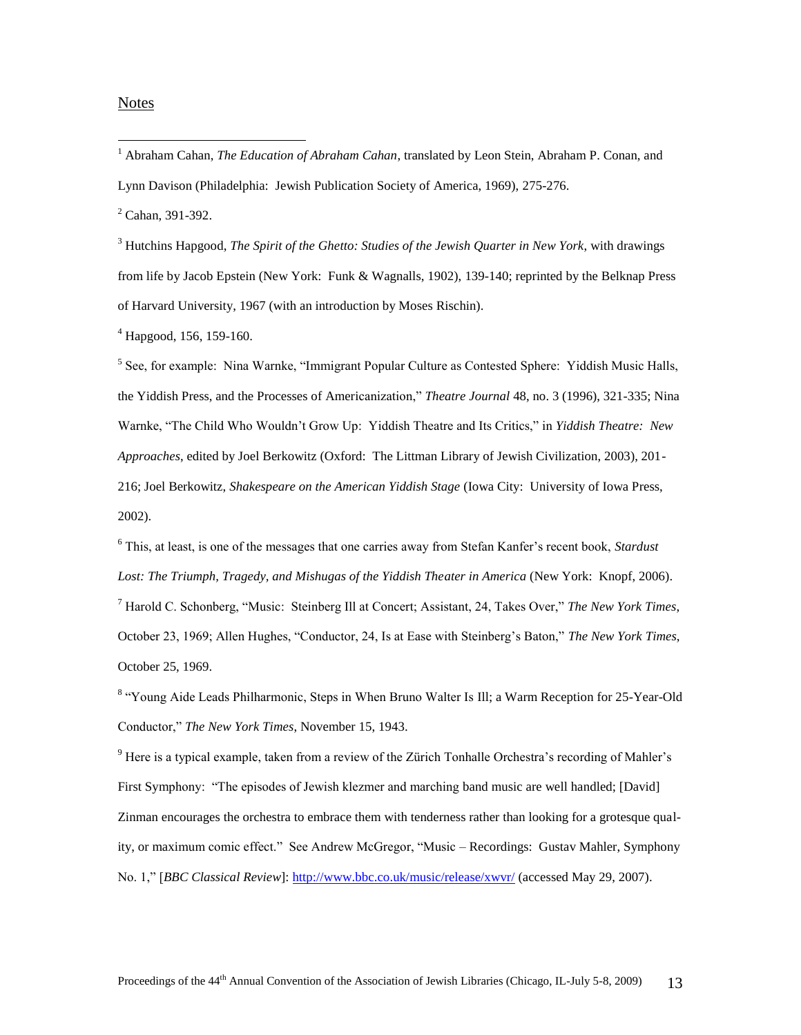## Notes

[1] Abraham Cahan, *The Education of Abraham Cahan*, translated by Leon Stein, Abraham P. Conan, and Lynn Davison (Philadelphia: Jewish Publication Society of America, 1969), 275-276.

[2] Cahan, 391-392.

[3] Hutchins Hapgood, *The Spirit of the Ghetto: Studies of the Jewish Quarter in New York*, with drawings from life by Jacob Epstein (New York: Funk & Wagnalls, 1902), 139-140; reprinted by the Belknap Press of Harvard University, 1967 (with an introduction by Moses Rischin).

[4] Hapgood, 156, 159-160.

[5] See, for example: Nina Warnke, "Immigrant Popular Culture as Contested Sphere: Yiddish Music Halls, the Yiddish Press, and the Processes of Americanization," *Theatre Journal* 48, no. 3 (1996), 321-335; Nina Warnke, "The Child Who Wouldn't Grow Up: Yiddish Theatre and Its Critics," in *Yiddish Theatre: New Approaches*, edited by Joel Berkowitz (Oxford: The Littman Library of Jewish Civilization, 2003), 201-216; Joel Berkowitz, *Shakespeare on the American Yiddish Stage* (Iowa City: University of Iowa Press, 2002).

[6] This, at least, is one of the messages that one carries away from Stefan Kanfer's recent book, *Stardust Lost: The Triumph, Tragedy, and Mishugas of the Yiddish Theater in America* (New York: Knopf, 2006).

[7] Harold C. Schonberg, "Music: Steinberg Ill at Concert; Assistant, 24, Takes Over," *The New York Times*, October 23, 1969; Allen Hughes, "Conductor, 24, Is at Ease with Steinberg's Baton," *The New York Times*, October 25, 1969.

[8] "Young Aide Leads Philharmonic, Steps in When Bruno Walter Is Ill; a Warm Reception for 25-Year-Old Conductor," *The New York Times*, November 15, 1943.

[9] Here is a typical example, taken from a review of the Zürich Tonhalle Orchestra's recording of Mahler's First Symphony: "The episodes of Jewish klezmer and marching band music are well handled; [David] Zinman encourages the orchestra to embrace them with tenderness rather than looking for a grotesque quality, or maximum comic effect." See Andrew McGregor, "Music – Recordings: Gustav Mahler, Symphony No. 1," [*BBC Classical Review*]: http://www.bbc.co.uk/music/release/xwvr/ (accessed May 29, 2007).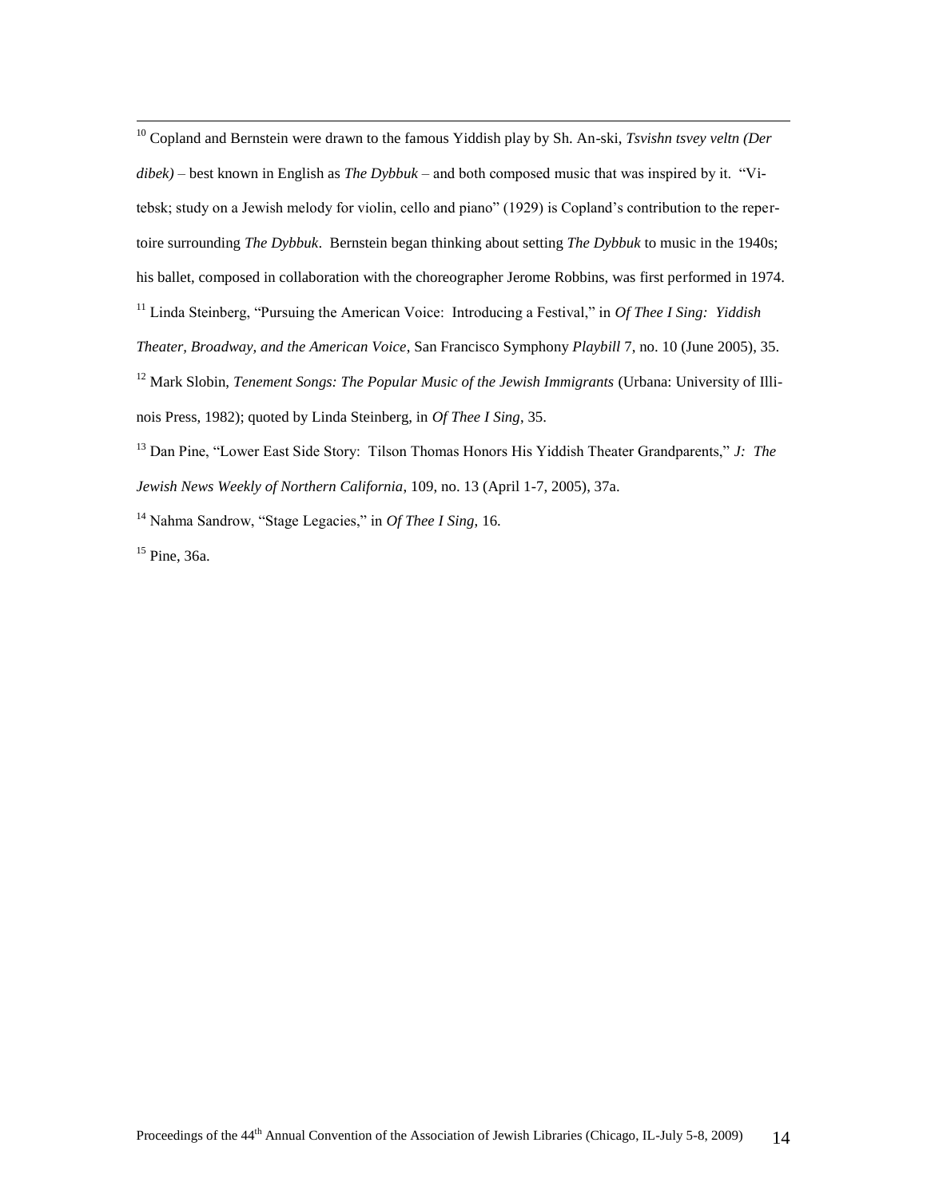[10] Copland and Bernstein were drawn to the famous Yiddish play by Sh. An-ski, *Tsvishn tsvey veltn (Der dibek)* – best known in English as *The Dybbuk* – and both composed music that was inspired by it. "Vitebsk; study on a Jewish melody for violin, cello and piano" (1929) is Copland's contribution to the repertoire surrounding *The Dybbuk*. Bernstein began thinking about setting *The Dybbuk* to music in the 1940s; his ballet, composed in collaboration with the choreographer Jerome Robbins, was first performed in 1974.

[11] Linda Steinberg, "Pursuing the American Voice: Introducing a Festival," in *Of Thee I Sing: Yiddish Theater, Broadway, and the American Voice*, San Francisco Symphony *Playbill* 7, no. 10 (June 2005), 35.

[12] Mark Slobin, *Tenement Songs: The Popular Music of the Jewish Immigrants* (Urbana: University of Illinois Press, 1982); quoted by Linda Steinberg, in *Of Thee I Sing*, 35.

[13] Dan Pine, "Lower East Side Story: Tilson Thomas Honors His Yiddish Theater Grandparents," *J: The Jewish News Weekly of Northern California*, 109, no. 13 (April 1-7, 2005), 37a.

[14] Nahma Sandrow, "Stage Legacies," in *Of Thee I Sing*, 16.

[15] Pine, 36a.